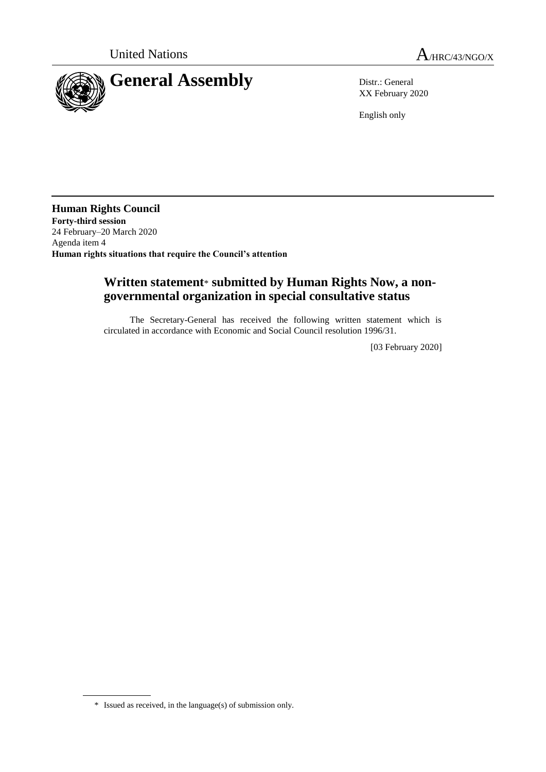United Nations A/HRC/43/NGO/X

# General Assembly

Distr.: General
XX February 2020

English only

**Human Rights Council**
**Forty-third session**
24 February–20 March 2020
Agenda item 4
**Human rights situations that require the Council's attention**

## Written statement* submitted by Human Rights Now, a non-governmental organization in special consultative status

The Secretary-General has received the following written statement which is circulated in accordance with Economic and Social Council resolution 1996/31.

[03 February 2020]

\* Issued as received, in the language(s) of submission only.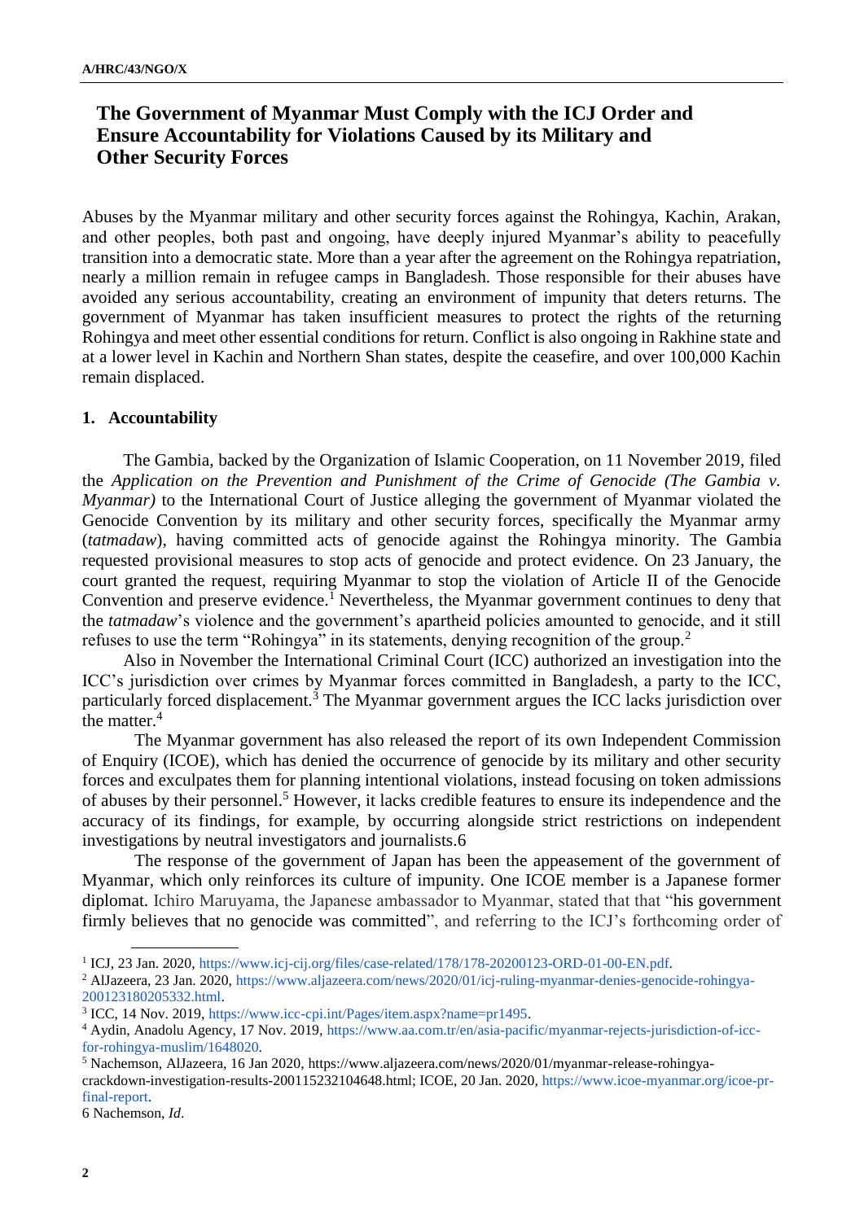## The Government of Myanmar Must Comply with the ICJ Order and Ensure Accountability for Violations Caused by its Military and Other Security Forces

Abuses by the Myanmar military and other security forces against the Rohingya, Kachin, Arakan, and other peoples, both past and ongoing, have deeply injured Myanmar's ability to peacefully transition into a democratic state. More than a year after the agreement on the Rohingya repatriation, nearly a million remain in refugee camps in Bangladesh. Those responsible for their abuses have avoided any serious accountability, creating an environment of impunity that deters returns. The government of Myanmar has taken insufficient measures to protect the rights of the returning Rohingya and meet other essential conditions for return. Conflict is also ongoing in Rakhine state and at a lower level in Kachin and Northern Shan states, despite the ceasefire, and over 100,000 Kachin remain displaced.

### 1. Accountability

The Gambia, backed by the Organization of Islamic Cooperation, on 11 November 2019, filed the *Application on the Prevention and Punishment of the Crime of Genocide (The Gambia v. Myanmar)* to the International Court of Justice alleging the government of Myanmar violated the Genocide Convention by its military and other security forces, specifically the Myanmar army (*tatmadaw*), having committed acts of genocide against the Rohingya minority. The Gambia requested provisional measures to stop acts of genocide and protect evidence. On 23 January, the court granted the request, requiring Myanmar to stop the violation of Article II of the Genocide Convention and preserve evidence.[1] Nevertheless, the Myanmar government continues to deny that the *tatmadaw*'s violence and the government's apartheid policies amounted to genocide, and it still refuses to use the term "Rohingya" in its statements, denying recognition of the group.[2]

Also in November the International Criminal Court (ICC) authorized an investigation into the ICC's jurisdiction over crimes by Myanmar forces committed in Bangladesh, a party to the ICC, particularly forced displacement.[3] The Myanmar government argues the ICC lacks jurisdiction over the matter.[4]

The Myanmar government has also released the report of its own Independent Commission of Enquiry (ICOE), which has denied the occurrence of genocide by its military and other security forces and exculpates them for planning intentional violations, instead focusing on token admissions of abuses by their personnel.[5] However, it lacks credible features to ensure its independence and the accuracy of its findings, for example, by occurring alongside strict restrictions on independent investigations by neutral investigators and journalists.6

The response of the government of Japan has been the appeasement of the government of Myanmar, which only reinforces its culture of impunity. One ICOE member is a Japanese former diplomat. Ichiro Maruyama, the Japanese ambassador to Myanmar, stated that that "his government firmly believes that no genocide was committed", and referring to the ICJ's forthcoming order of

---

[1] ICJ, 23 Jan. 2020, https://www.icj-cij.org/files/case-related/178/178-20200123-ORD-01-00-EN.pdf.

[2] AlJazeera, 23 Jan. 2020, https://www.aljazeera.com/news/2020/01/icj-ruling-myanmar-denies-genocide-rohingya-200123180205332.html.

[3] ICC, 14 Nov. 2019, https://www.icc-cpi.int/Pages/item.aspx?name=pr1495.

[4] Aydin, Anadolu Agency, 17 Nov. 2019, https://www.aa.com.tr/en/asia-pacific/myanmar-rejects-jurisdiction-of-icc-for-rohingya-muslim/1648020.

[5] Nachemson, AlJazeera, 16 Jan 2020, https://www.aljazeera.com/news/2020/01/myanmar-release-rohingya-crackdown-investigation-results-200115232104648.html; ICOE, 20 Jan. 2020, https://www.icoe-myanmar.org/icoe-pr-final-report.

6 Nachemson, *Id*.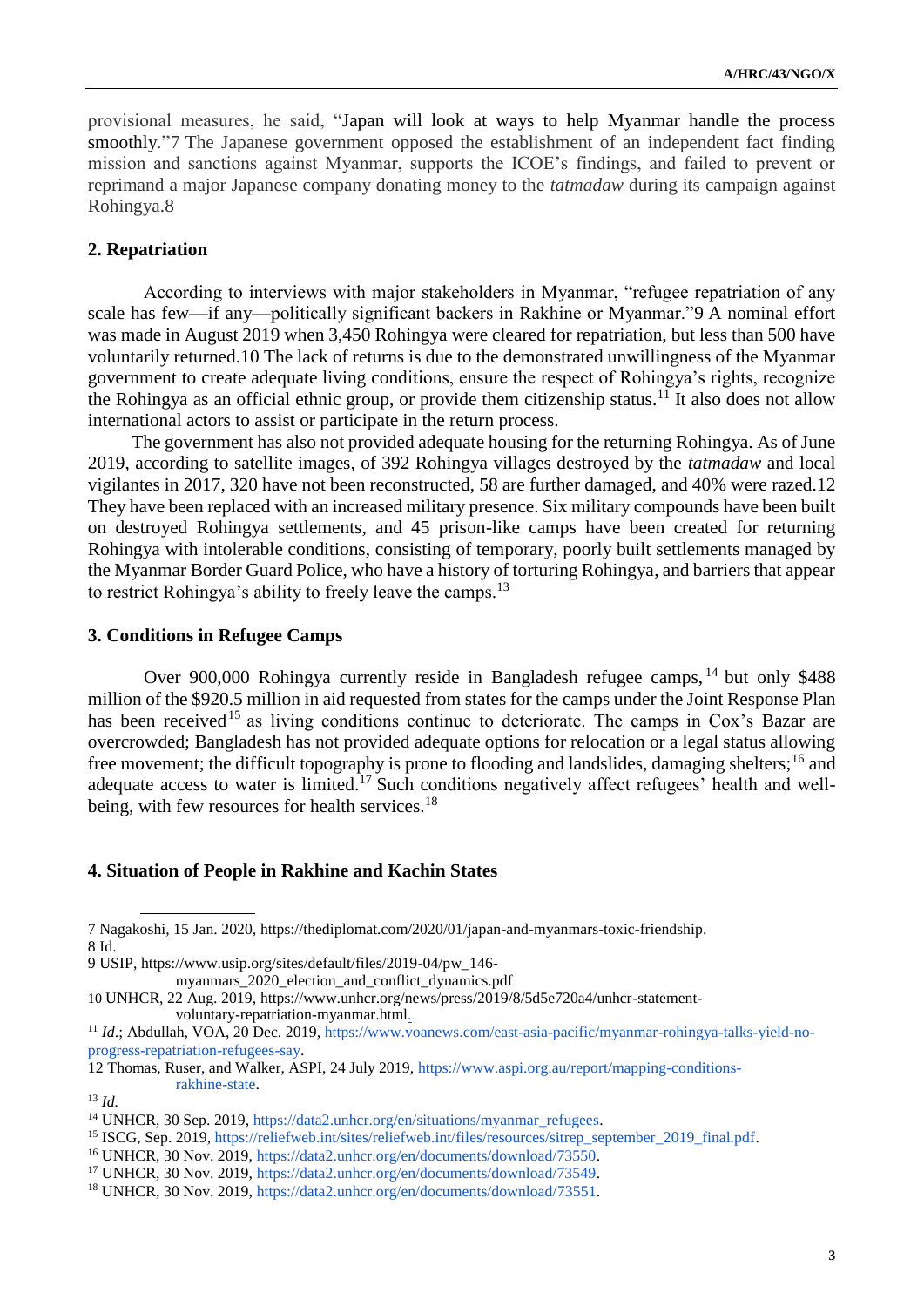provisional measures, he said, "Japan will look at ways to help Myanmar handle the process smoothly."7 The Japanese government opposed the establishment of an independent fact finding mission and sanctions against Myanmar, supports the ICOE's findings, and failed to prevent or reprimand a major Japanese company donating money to the *tatmadaw* during its campaign against Rohingya.8

## 2. Repatriation

According to interviews with major stakeholders in Myanmar, "refugee repatriation of any scale has few—if any—politically significant backers in Rakhine or Myanmar."9 A nominal effort was made in August 2019 when 3,450 Rohingya were cleared for repatriation, but less than 500 have voluntarily returned.10 The lack of returns is due to the demonstrated unwillingness of the Myanmar government to create adequate living conditions, ensure the respect of Rohingya's rights, recognize the Rohingya as an official ethnic group, or provide them citizenship status.[11] It also does not allow international actors to assist or participate in the return process.

The government has also not provided adequate housing for the returning Rohingya. As of June 2019, according to satellite images, of 392 Rohingya villages destroyed by the *tatmadaw* and local vigilantes in 2017, 320 have not been reconstructed, 58 are further damaged, and 40% were razed.12 They have been replaced with an increased military presence. Six military compounds have been built on destroyed Rohingya settlements, and 45 prison-like camps have been created for returning Rohingya with intolerable conditions, consisting of temporary, poorly built settlements managed by the Myanmar Border Guard Police, who have a history of torturing Rohingya, and barriers that appear to restrict Rohingya's ability to freely leave the camps.[13]

## 3. Conditions in Refugee Camps

Over 900,000 Rohingya currently reside in Bangladesh refugee camps,[14] but only $488 million of the $920.5 million in aid requested from states for the camps under the Joint Response Plan has been received[15] as living conditions continue to deteriorate. The camps in Cox's Bazar are overcrowded; Bangladesh has not provided adequate options for relocation or a legal status allowing free movement; the difficult topography is prone to flooding and landslides, damaging shelters;[16] and adequate access to water is limited.[17] Such conditions negatively affect refugees' health and well-being, with few resources for health services.[18]

## 4. Situation of People in Rakhine and Kachin States

---

7 Nagakoshi, 15 Jan. 2020, https://thediplomat.com/2020/01/japan-and-myanmars-toxic-friendship.

8 Id.

9 USIP, https://www.usip.org/sites/default/files/2019-04/pw_146-myanmars_2020_election_and_conflict_dynamics.pdf

10 UNHCR, 22 Aug. 2019, https://www.unhcr.org/news/press/2019/8/5d5e720a4/unhcr-statement-voluntary-repatriation-myanmar.html.

[11] *Id*.; Abdullah, VOA, 20 Dec. 2019, https://www.voanews.com/east-asia-pacific/myanmar-rohingya-talks-yield-no-progress-repatriation-refugees-say.

12 Thomas, Ruser, and Walker, ASPI, 24 July 2019, https://www.aspi.org.au/report/mapping-conditions-rakhine-state.

[13] *Id.*

[14] UNHCR, 30 Sep. 2019, https://data2.unhcr.org/en/situations/myanmar_refugees.

[15] ISCG, Sep. 2019, https://reliefweb.int/sites/reliefweb.int/files/resources/sitrep_september_2019_final.pdf.

[16] UNHCR, 30 Nov. 2019, https://data2.unhcr.org/en/documents/download/73550.

[17] UNHCR, 30 Nov. 2019, https://data2.unhcr.org/en/documents/download/73549.

[18] UNHCR, 30 Nov. 2019, https://data2.unhcr.org/en/documents/download/73551.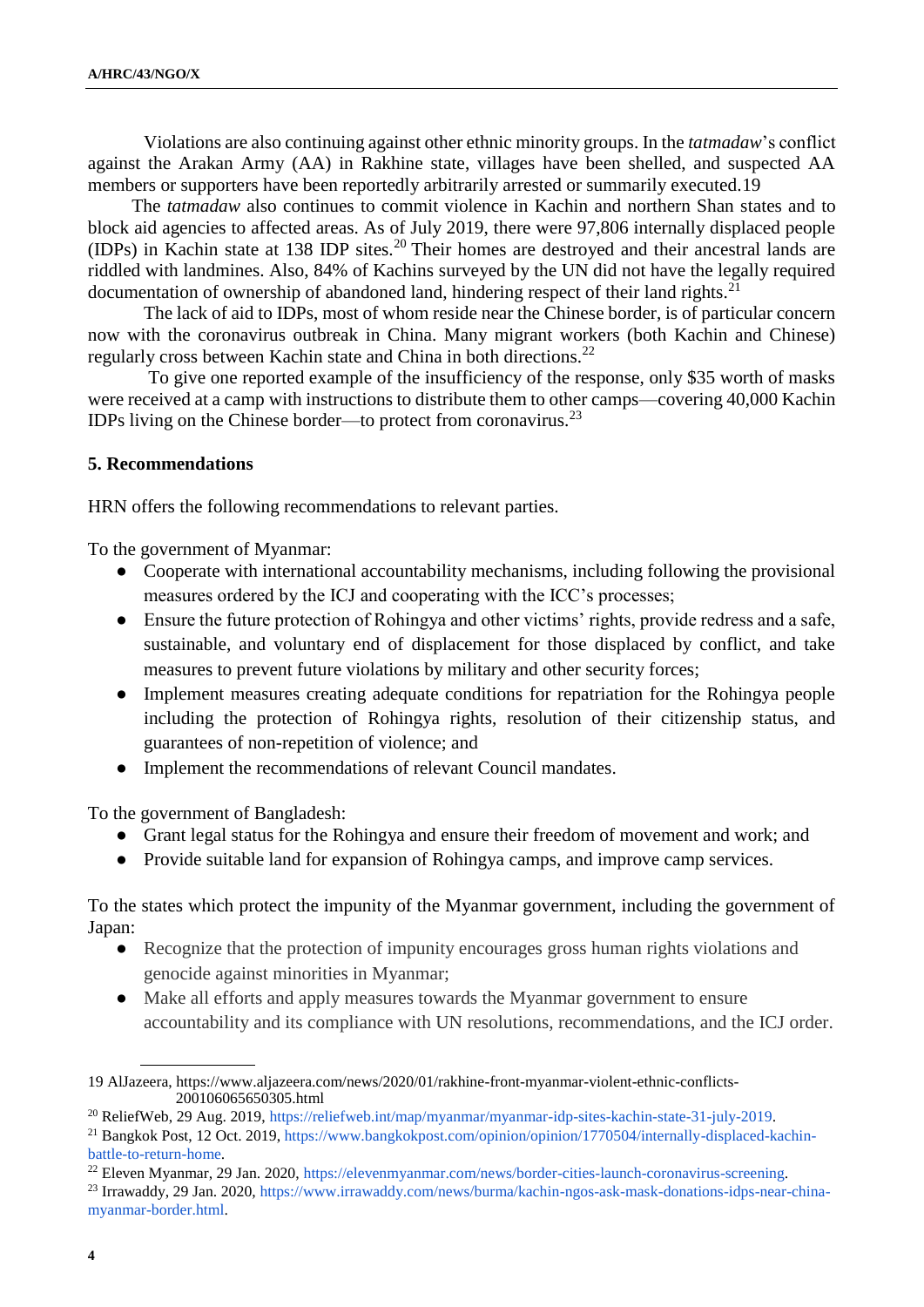Violations are also continuing against other ethnic minority groups. In the *tatmadaw*'s conflict against the Arakan Army (AA) in Rakhine state, villages have been shelled, and suspected AA members or supporters have been reportedly arbitrarily arrested or summarily executed.19

The *tatmadaw* also continues to commit violence in Kachin and northern Shan states and to block aid agencies to affected areas. As of July 2019, there were 97,806 internally displaced people (IDPs) in Kachin state at 138 IDP sites.[20] Their homes are destroyed and their ancestral lands are riddled with landmines. Also, 84% of Kachins surveyed by the UN did not have the legally required documentation of ownership of abandoned land, hindering respect of their land rights.[21]

The lack of aid to IDPs, most of whom reside near the Chinese border, is of particular concern now with the coronavirus outbreak in China. Many migrant workers (both Kachin and Chinese) regularly cross between Kachin state and China in both directions.[22]

To give one reported example of the insufficiency of the response, only $35 worth of masks were received at a camp with instructions to distribute them to other camps—covering 40,000 Kachin IDPs living on the Chinese border—to protect from coronavirus.[23]

### 5. Recommendations

HRN offers the following recommendations to relevant parties.

To the government of Myanmar:

- Cooperate with international accountability mechanisms, including following the provisional measures ordered by the ICJ and cooperating with the ICC's processes;
- Ensure the future protection of Rohingya and other victims' rights, provide redress and a safe, sustainable, and voluntary end of displacement for those displaced by conflict, and take measures to prevent future violations by military and other security forces;
- Implement measures creating adequate conditions for repatriation for the Rohingya people including the protection of Rohingya rights, resolution of their citizenship status, and guarantees of non-repetition of violence; and
- Implement the recommendations of relevant Council mandates.

To the government of Bangladesh:

- Grant legal status for the Rohingya and ensure their freedom of movement and work; and
- Provide suitable land for expansion of Rohingya camps, and improve camp services.

To the states which protect the impunity of the Myanmar government, including the government of Japan:

- Recognize that the protection of impunity encourages gross human rights violations and genocide against minorities in Myanmar;
- Make all efforts and apply measures towards the Myanmar government to ensure accountability and its compliance with UN resolutions, recommendations, and the ICJ order.

---

19 AlJazeera, https://www.aljazeera.com/news/2020/01/rakhine-front-myanmar-violent-ethnic-conflicts-200106065650305.html

[20] ReliefWeb, 29 Aug. 2019, https://reliefweb.int/map/myanmar/myanmar-idp-sites-kachin-state-31-july-2019.

[21] Bangkok Post, 12 Oct. 2019, https://www.bangkokpost.com/opinion/opinion/1770504/internally-displaced-kachin-battle-to-return-home.

[22] Eleven Myanmar, 29 Jan. 2020, https://elevenmyanmar.com/news/border-cities-launch-coronavirus-screening.

[23] Irrawaddy, 29 Jan. 2020, https://www.irrawaddy.com/news/burma/kachin-ngos-ask-mask-donations-idps-near-china-myanmar-border.html.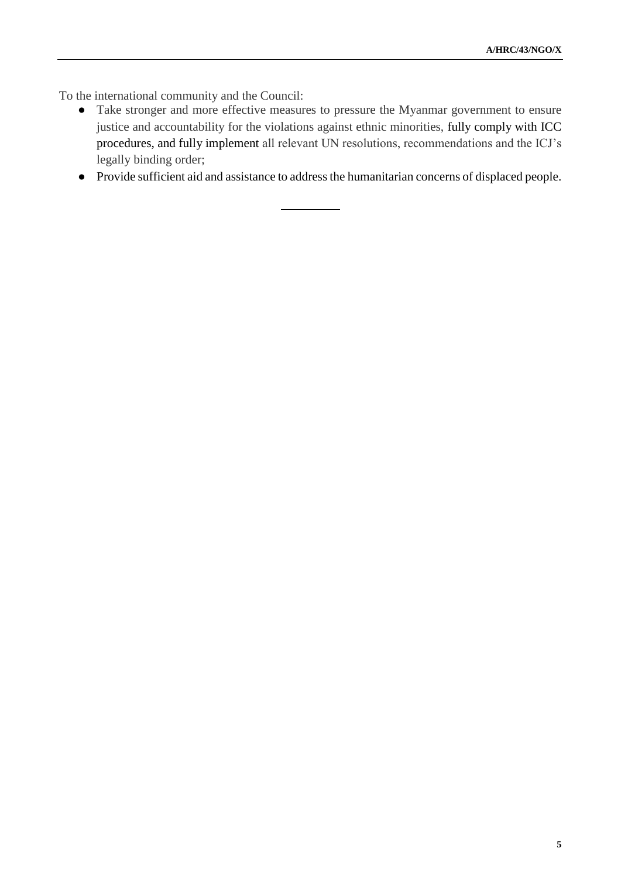To the international community and the Council:

- Take stronger and more effective measures to pressure the Myanmar government to ensure justice and accountability for the violations against ethnic minorities, fully comply with ICC procedures, and fully implement all relevant UN resolutions, recommendations and the ICJ's legally binding order;
- Provide sufficient aid and assistance to address the humanitarian concerns of displaced people.